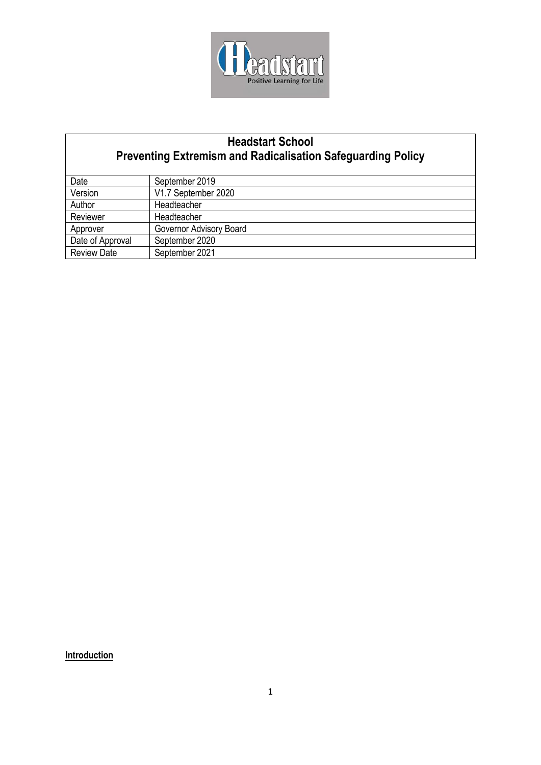| Headstart School<br>Preventing Extremism and Radicalisation Safeguarding Policy | |
|---|---|
| Date | September 2019 |
| Version | V1.7 September 2020 |
| Author | Headteacher |
| Reviewer | Headteacher |
| Approver | Governor Advisory Board |
| Date of Approval | September 2020 |
| Review Date | September 2021 |

**Introduction**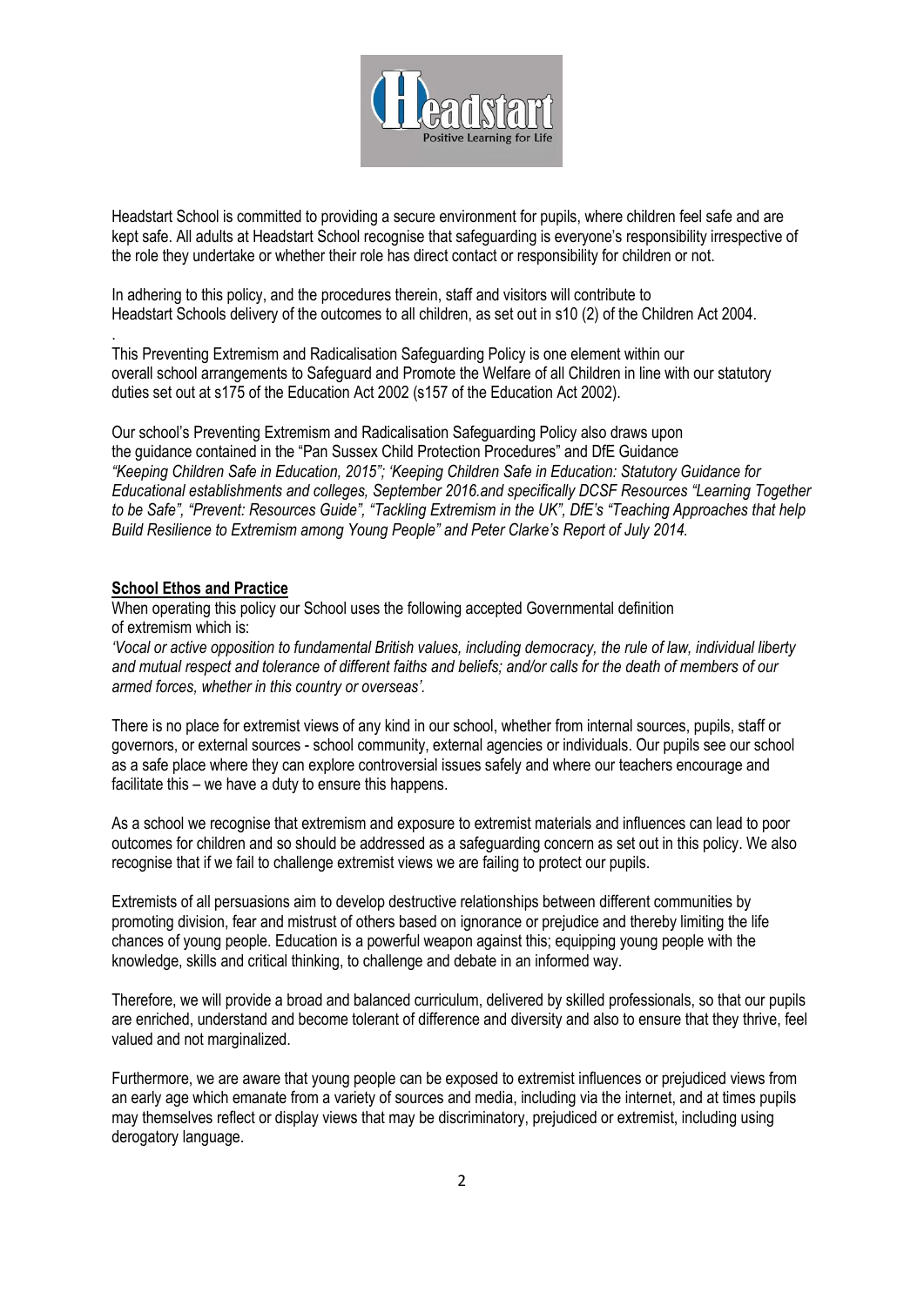Headstart School is committed to providing a secure environment for pupils, where children feel safe and are kept safe. All adults at Headstart School recognise that safeguarding is everyone's responsibility irrespective of the role they undertake or whether their role has direct contact or responsibility for children or not.

In adhering to this policy, and the procedures therein, staff and visitors will contribute to Headstart Schools delivery of the outcomes to all children, as set out in s10 (2) of the Children Act 2004.

.

This Preventing Extremism and Radicalisation Safeguarding Policy is one element within our overall school arrangements to Safeguard and Promote the Welfare of all Children in line with our statutory duties set out at s175 of the Education Act 2002 (s157 of the Education Act 2002).

Our school's Preventing Extremism and Radicalisation Safeguarding Policy also draws upon the guidance contained in the "Pan Sussex Child Protection Procedures" and DfE Guidance *"Keeping Children Safe in Education, 2015"; 'Keeping Children Safe in Education: Statutory Guidance for Educational establishments and colleges, September 2016.and specifically DCSF Resources "Learning Together to be Safe", "Prevent: Resources Guide", "Tackling Extremism in the UK", DfE's "Teaching Approaches that help Build Resilience to Extremism among Young People" and Peter Clarke's Report of July 2014.*

## School Ethos and Practice

When operating this policy our School uses the following accepted Governmental definition of extremism which is:

*'Vocal or active opposition to fundamental British values, including democracy, the rule of law, individual liberty and mutual respect and tolerance of different faiths and beliefs; and/or calls for the death of members of our armed forces, whether in this country or overseas'.*

There is no place for extremist views of any kind in our school, whether from internal sources, pupils, staff or governors, or external sources - school community, external agencies or individuals. Our pupils see our school as a safe place where they can explore controversial issues safely and where our teachers encourage and facilitate this – we have a duty to ensure this happens.

As a school we recognise that extremism and exposure to extremist materials and influences can lead to poor outcomes for children and so should be addressed as a safeguarding concern as set out in this policy. We also recognise that if we fail to challenge extremist views we are failing to protect our pupils.

Extremists of all persuasions aim to develop destructive relationships between different communities by promoting division, fear and mistrust of others based on ignorance or prejudice and thereby limiting the life chances of young people. Education is a powerful weapon against this; equipping young people with the knowledge, skills and critical thinking, to challenge and debate in an informed way.

Therefore, we will provide a broad and balanced curriculum, delivered by skilled professionals, so that our pupils are enriched, understand and become tolerant of difference and diversity and also to ensure that they thrive, feel valued and not marginalized.

Furthermore, we are aware that young people can be exposed to extremist influences or prejudiced views from an early age which emanate from a variety of sources and media, including via the internet, and at times pupils may themselves reflect or display views that may be discriminatory, prejudiced or extremist, including using derogatory language.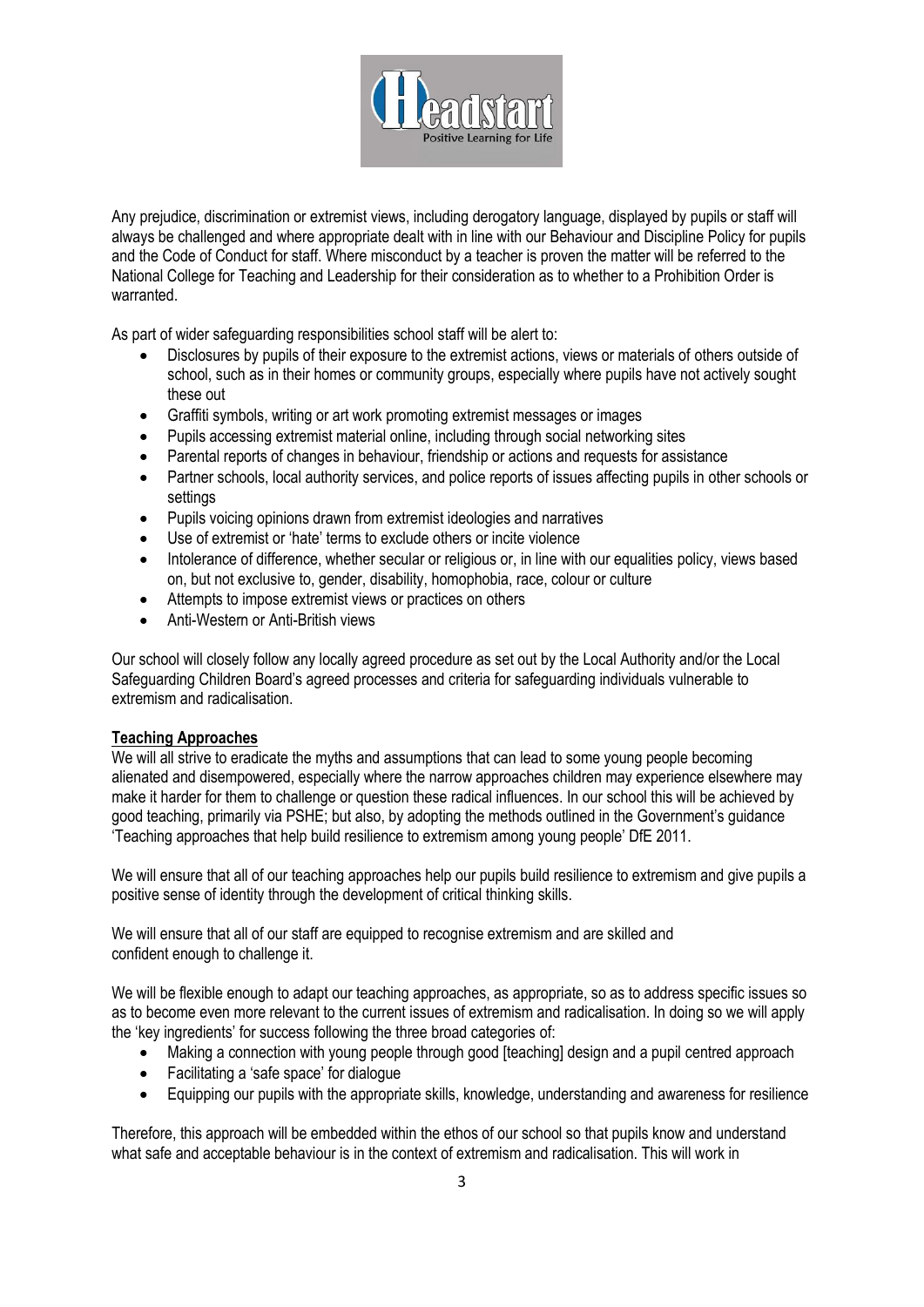Any prejudice, discrimination or extremist views, including derogatory language, displayed by pupils or staff will always be challenged and where appropriate dealt with in line with our Behaviour and Discipline Policy for pupils and the Code of Conduct for staff. Where misconduct by a teacher is proven the matter will be referred to the National College for Teaching and Leadership for their consideration as to whether to a Prohibition Order is warranted.

As part of wider safeguarding responsibilities school staff will be alert to:

- Disclosures by pupils of their exposure to the extremist actions, views or materials of others outside of school, such as in their homes or community groups, especially where pupils have not actively sought these out
- Graffiti symbols, writing or art work promoting extremist messages or images
- Pupils accessing extremist material online, including through social networking sites
- Parental reports of changes in behaviour, friendship or actions and requests for assistance
- Partner schools, local authority services, and police reports of issues affecting pupils in other schools or settings
- Pupils voicing opinions drawn from extremist ideologies and narratives
- Use of extremist or 'hate' terms to exclude others or incite violence
- Intolerance of difference, whether secular or religious or, in line with our equalities policy, views based on, but not exclusive to, gender, disability, homophobia, race, colour or culture
- Attempts to impose extremist views or practices on others
- Anti-Western or Anti-British views

Our school will closely follow any locally agreed procedure as set out by the Local Authority and/or the Local Safeguarding Children Board's agreed processes and criteria for safeguarding individuals vulnerable to extremism and radicalisation.

**Teaching Approaches**

We will all strive to eradicate the myths and assumptions that can lead to some young people becoming alienated and disempowered, especially where the narrow approaches children may experience elsewhere may make it harder for them to challenge or question these radical influences. In our school this will be achieved by good teaching, primarily via PSHE; but also, by adopting the methods outlined in the Government's guidance 'Teaching approaches that help build resilience to extremism among young people' DfE 2011.

We will ensure that all of our teaching approaches help our pupils build resilience to extremism and give pupils a positive sense of identity through the development of critical thinking skills.

We will ensure that all of our staff are equipped to recognise extremism and are skilled and confident enough to challenge it.

We will be flexible enough to adapt our teaching approaches, as appropriate, so as to address specific issues so as to become even more relevant to the current issues of extremism and radicalisation. In doing so we will apply the 'key ingredients' for success following the three broad categories of:

- Making a connection with young people through good [teaching] design and a pupil centred approach
- Facilitating a 'safe space' for dialogue
- Equipping our pupils with the appropriate skills, knowledge, understanding and awareness for resilience

Therefore, this approach will be embedded within the ethos of our school so that pupils know and understand what safe and acceptable behaviour is in the context of extremism and radicalisation. This will work in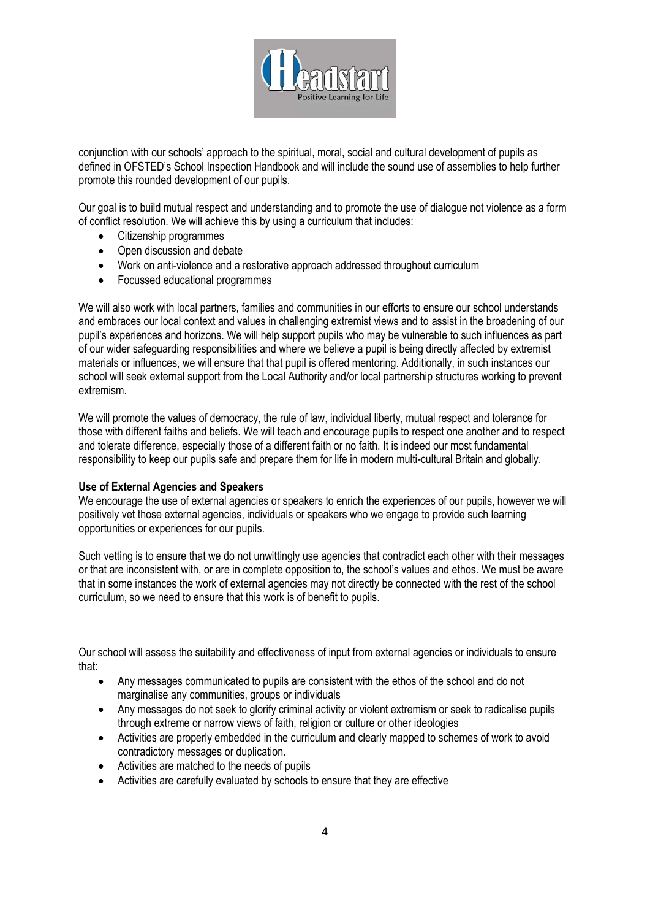conjunction with our schools' approach to the spiritual, moral, social and cultural development of pupils as defined in OFSTED's School Inspection Handbook and will include the sound use of assemblies to help further promote this rounded development of our pupils.

Our goal is to build mutual respect and understanding and to promote the use of dialogue not violence as a form of conflict resolution. We will achieve this by using a curriculum that includes:

- Citizenship programmes
- Open discussion and debate
- Work on anti-violence and a restorative approach addressed throughout curriculum
- Focussed educational programmes

We will also work with local partners, families and communities in our efforts to ensure our school understands and embraces our local context and values in challenging extremist views and to assist in the broadening of our pupil's experiences and horizons. We will help support pupils who may be vulnerable to such influences as part of our wider safeguarding responsibilities and where we believe a pupil is being directly affected by extremist materials or influences, we will ensure that that pupil is offered mentoring. Additionally, in such instances our school will seek external support from the Local Authority and/or local partnership structures working to prevent extremism.

We will promote the values of democracy, the rule of law, individual liberty, mutual respect and tolerance for those with different faiths and beliefs. We will teach and encourage pupils to respect one another and to respect and tolerate difference, especially those of a different faith or no faith. It is indeed our most fundamental responsibility to keep our pupils safe and prepare them for life in modern multi-cultural Britain and globally.

**Use of External Agencies and Speakers**

We encourage the use of external agencies or speakers to enrich the experiences of our pupils, however we will positively vet those external agencies, individuals or speakers who we engage to provide such learning opportunities or experiences for our pupils.

Such vetting is to ensure that we do not unwittingly use agencies that contradict each other with their messages or that are inconsistent with, or are in complete opposition to, the school's values and ethos. We must be aware that in some instances the work of external agencies may not directly be connected with the rest of the school curriculum, so we need to ensure that this work is of benefit to pupils.

Our school will assess the suitability and effectiveness of input from external agencies or individuals to ensure that:

- Any messages communicated to pupils are consistent with the ethos of the school and do not marginalise any communities, groups or individuals
- Any messages do not seek to glorify criminal activity or violent extremism or seek to radicalise pupils through extreme or narrow views of faith, religion or culture or other ideologies
- Activities are properly embedded in the curriculum and clearly mapped to schemes of work to avoid contradictory messages or duplication.
- Activities are matched to the needs of pupils
- Activities are carefully evaluated by schools to ensure that they are effective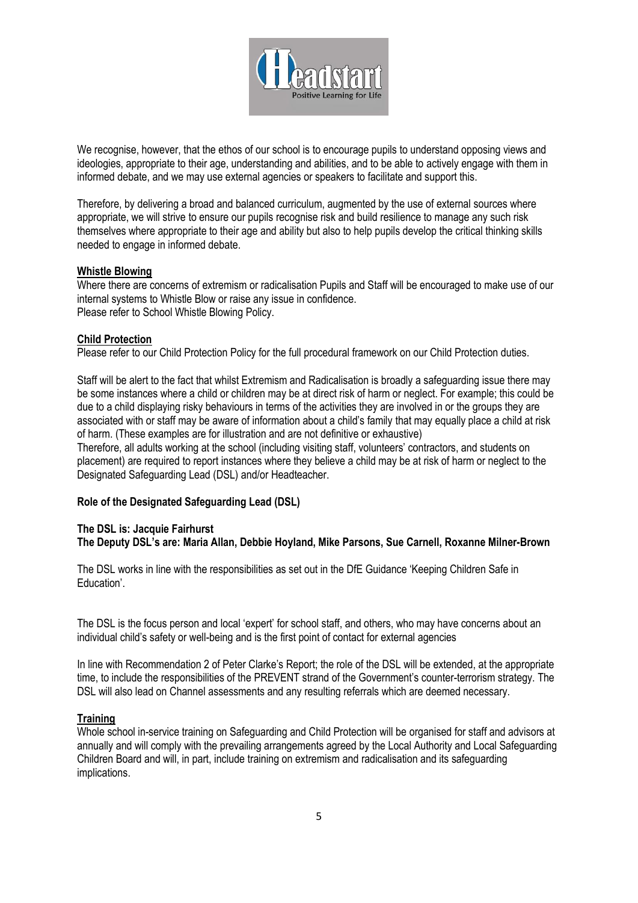We recognise, however, that the ethos of our school is to encourage pupils to understand opposing views and ideologies, appropriate to their age, understanding and abilities, and to be able to actively engage with them in informed debate, and we may use external agencies or speakers to facilitate and support this.

Therefore, by delivering a broad and balanced curriculum, augmented by the use of external sources where appropriate, we will strive to ensure our pupils recognise risk and build resilience to manage any such risk themselves where appropriate to their age and ability but also to help pupils develop the critical thinking skills needed to engage in informed debate.

**Whistle Blowing**

Where there are concerns of extremism or radicalisation Pupils and Staff will be encouraged to make use of our internal systems to Whistle Blow or raise any issue in confidence.
Please refer to School Whistle Blowing Policy.

**Child Protection**

Please refer to our Child Protection Policy for the full procedural framework on our Child Protection duties.

Staff will be alert to the fact that whilst Extremism and Radicalisation is broadly a safeguarding issue there may be some instances where a child or children may be at direct risk of harm or neglect. For example; this could be due to a child displaying risky behaviours in terms of the activities they are involved in or the groups they are associated with or staff may be aware of information about a child's family that may equally place a child at risk of harm. (These examples are for illustration and are not definitive or exhaustive)
Therefore, all adults working at the school (including visiting staff, volunteers' contractors, and students on placement) are required to report instances where they believe a child may be at risk of harm or neglect to the Designated Safeguarding Lead (DSL) and/or Headteacher.

**Role of the Designated Safeguarding Lead (DSL)**

**The DSL is: Jacquie Fairhurst**
**The Deputy DSL's are: Maria Allan, Debbie Hoyland, Mike Parsons, Sue Carnell, Roxanne Milner-Brown**

The DSL works in line with the responsibilities as set out in the DfE Guidance 'Keeping Children Safe in Education'.

The DSL is the focus person and local 'expert' for school staff, and others, who may have concerns about an individual child's safety or well-being and is the first point of contact for external agencies

In line with Recommendation 2 of Peter Clarke's Report; the role of the DSL will be extended, at the appropriate time, to include the responsibilities of the PREVENT strand of the Government's counter-terrorism strategy. The DSL will also lead on Channel assessments and any resulting referrals which are deemed necessary.

**Training**

Whole school in-service training on Safeguarding and Child Protection will be organised for staff and advisors at annually and will comply with the prevailing arrangements agreed by the Local Authority and Local Safeguarding Children Board and will, in part, include training on extremism and radicalisation and its safeguarding implications.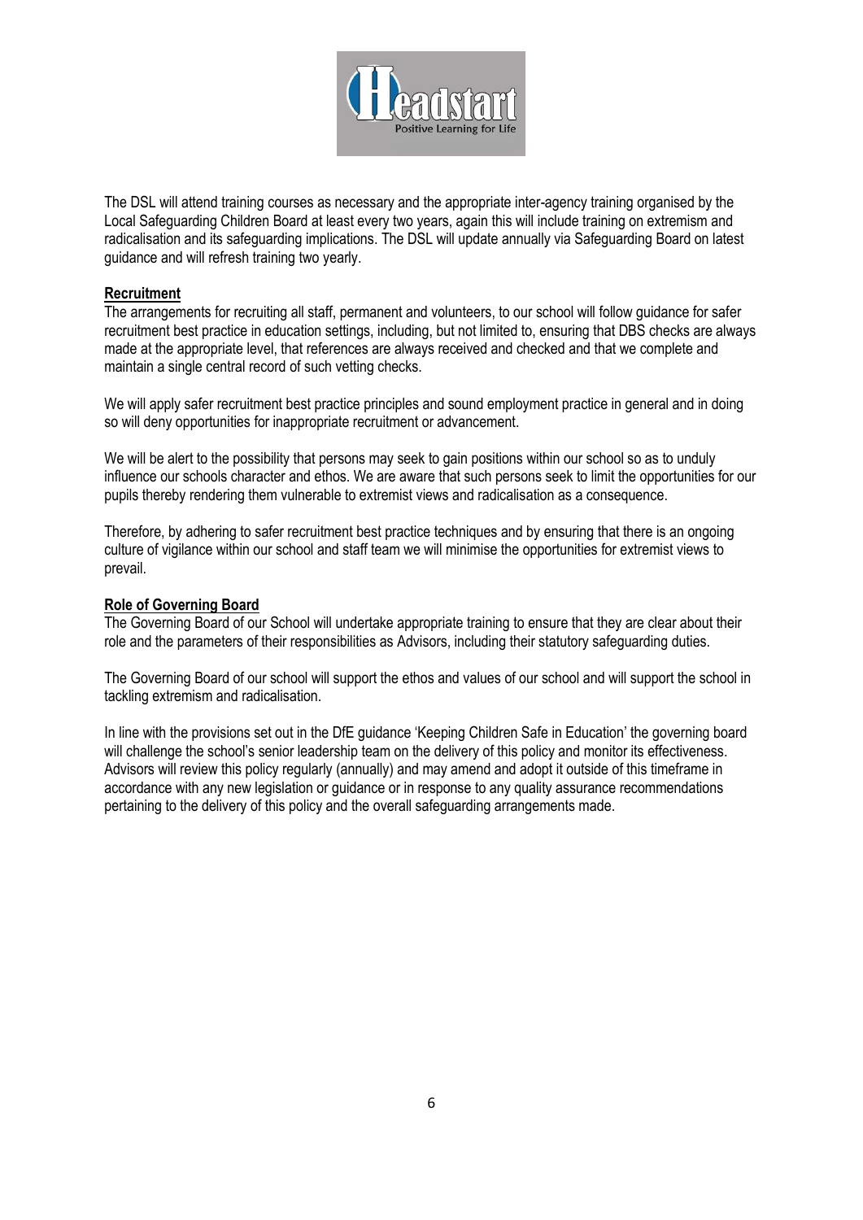The DSL will attend training courses as necessary and the appropriate inter-agency training organised by the Local Safeguarding Children Board at least every two years, again this will include training on extremism and radicalisation and its safeguarding implications. The DSL will update annually via Safeguarding Board on latest guidance and will refresh training two yearly.

**Recruitment**

The arrangements for recruiting all staff, permanent and volunteers, to our school will follow guidance for safer recruitment best practice in education settings, including, but not limited to, ensuring that DBS checks are always made at the appropriate level, that references are always received and checked and that we complete and maintain a single central record of such vetting checks.

We will apply safer recruitment best practice principles and sound employment practice in general and in doing so will deny opportunities for inappropriate recruitment or advancement.

We will be alert to the possibility that persons may seek to gain positions within our school so as to unduly influence our schools character and ethos. We are aware that such persons seek to limit the opportunities for our pupils thereby rendering them vulnerable to extremist views and radicalisation as a consequence.

Therefore, by adhering to safer recruitment best practice techniques and by ensuring that there is an ongoing culture of vigilance within our school and staff team we will minimise the opportunities for extremist views to prevail.

**Role of Governing Board**

The Governing Board of our School will undertake appropriate training to ensure that they are clear about their role and the parameters of their responsibilities as Advisors, including their statutory safeguarding duties.

The Governing Board of our school will support the ethos and values of our school and will support the school in tackling extremism and radicalisation.

In line with the provisions set out in the DfE guidance 'Keeping Children Safe in Education' the governing board will challenge the school's senior leadership team on the delivery of this policy and monitor its effectiveness. Advisors will review this policy regularly (annually) and may amend and adopt it outside of this timeframe in accordance with any new legislation or guidance or in response to any quality assurance recommendations pertaining to the delivery of this policy and the overall safeguarding arrangements made.